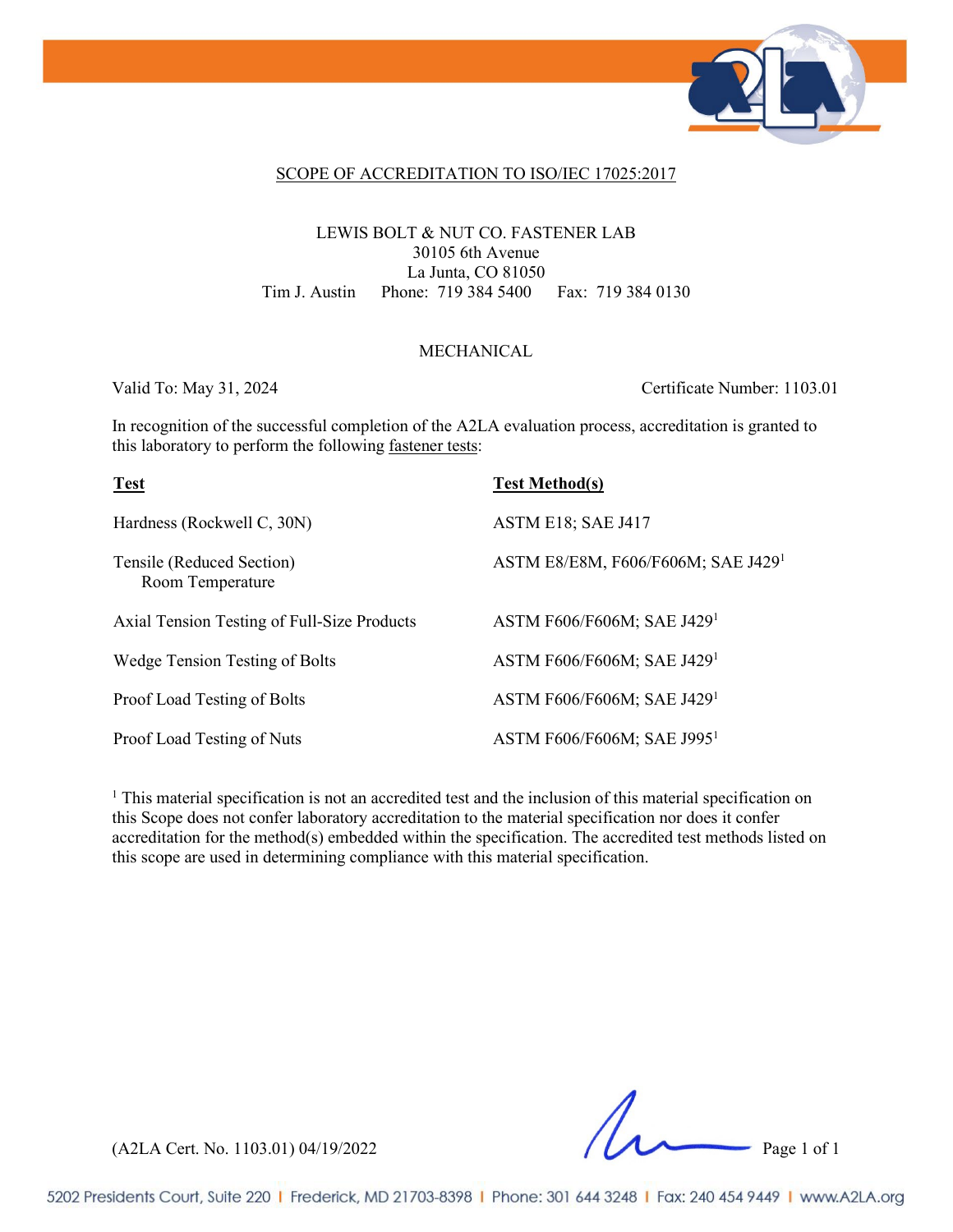# SCOPE OF ACCREDITATION TO ISO/IEC 17025:2017

LEWIS BOLT & NUT CO. FASTENER LAB
30105 6th Avenue
La Junta, CO 81050
Tim J. Austin  Phone: 719 384 5400  Fax: 719 384 0130

## MECHANICAL

Valid To: May 31, 2024  Certificate Number: 1103.01

In recognition of the successful completion of the A2LA evaluation process, accreditation is granted to this laboratory to perform the following fastener tests:

| **Test** | **Test Method(s)** |
| --- | --- |
| Hardness (Rockwell C, 30N) | ASTM E18; SAE J417 |
| Tensile (Reduced Section) Room Temperature | ASTM E8/E8M, F606/F606M; SAE J429[1] |
| Axial Tension Testing of Full-Size Products | ASTM F606/F606M; SAE J429[1] |
| Wedge Tension Testing of Bolts | ASTM F606/F606M; SAE J429[1] |
| Proof Load Testing of Bolts | ASTM F606/F606M; SAE J429[1] |
| Proof Load Testing of Nuts | ASTM F606/F606M; SAE J995[1] |

[1] This material specification is not an accredited test and the inclusion of this material specification on this Scope does not confer laboratory accreditation to the material specification nor does it confer accreditation for the method(s) embedded within the specification. The accredited test methods listed on this scope are used in determining compliance with this material specification.

(A2LA Cert. No. 1103.01) 04/19/2022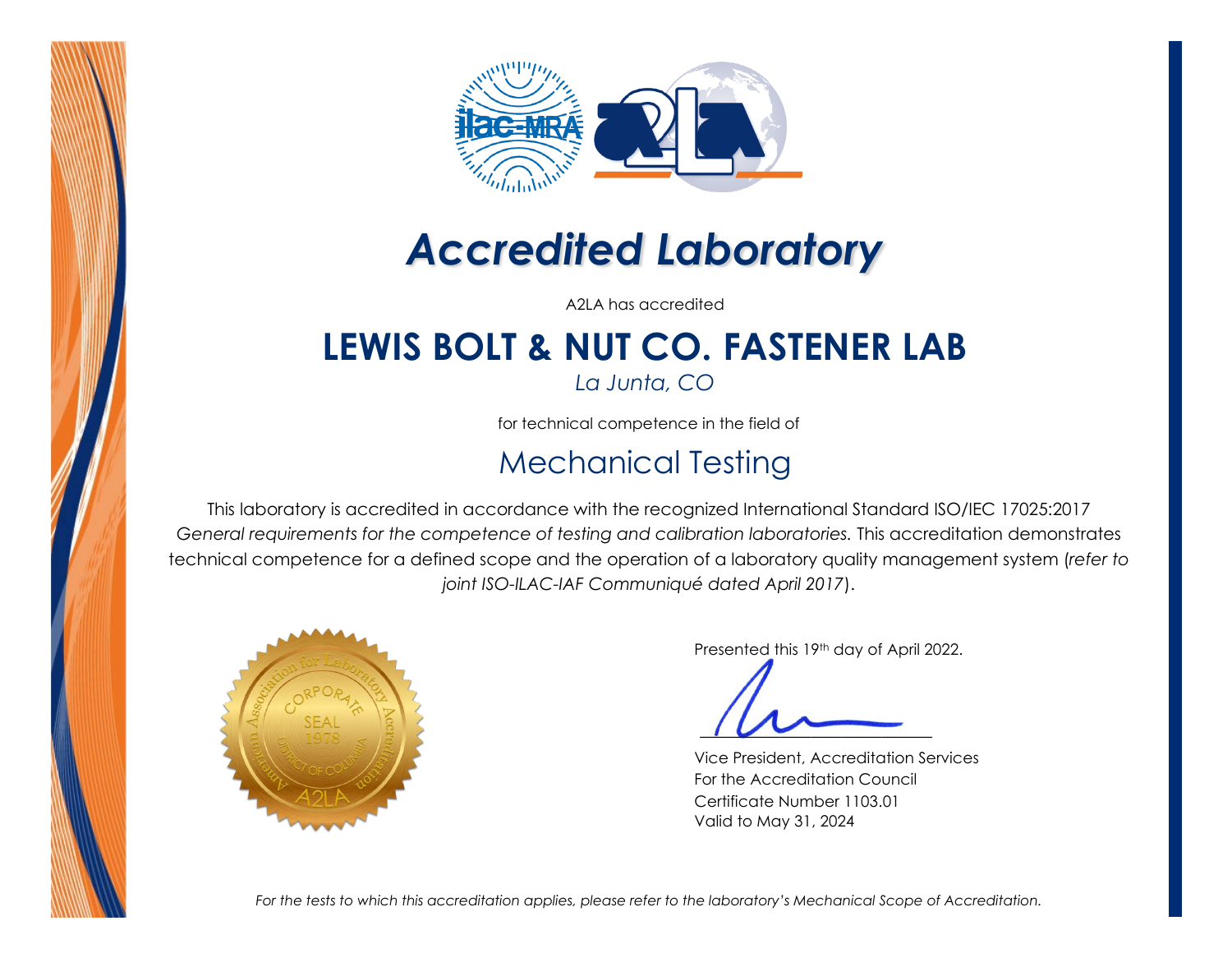# Accredited Laboratory

A2LA has accredited

## LEWIS BOLT & NUT CO. FASTENER LAB

*La Junta, CO*

for technical competence in the field of

## Mechanical Testing

This laboratory is accredited in accordance with the recognized International Standard ISO/IEC 17025:2017 *General requirements for the competence of testing and calibration laboratories.* This accreditation demonstrates technical competence for a defined scope and the operation of a laboratory quality management system (*refer to joint ISO-ILAC-IAF Communiqué dated April 2017*).

Presented this 19th day of April 2022.

Vice President, Accreditation Services
For the Accreditation Council
Certificate Number 1103.01
Valid to May 31, 2024

*For the tests to which this accreditation applies, please refer to the laboratory's Mechanical Scope of Accreditation.*